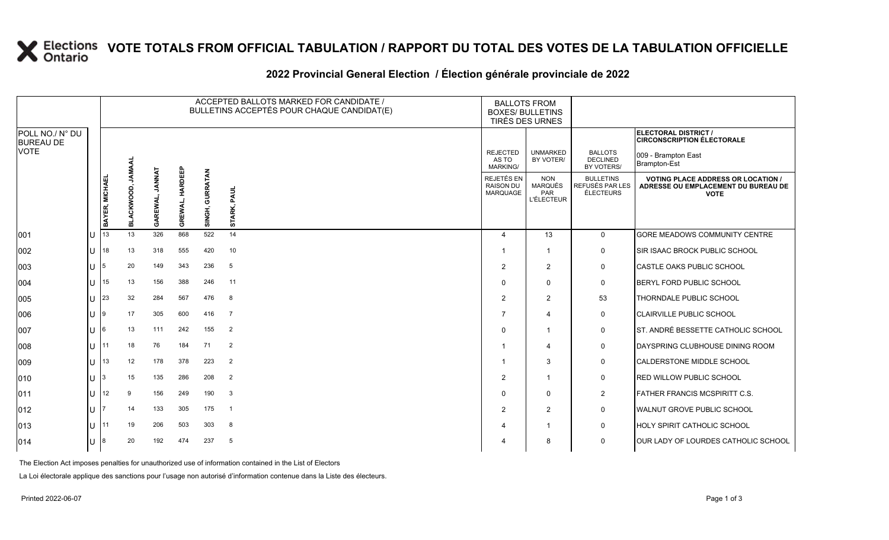# VOTE TOTALS FROM OFFICIAL TABULATION / RAPPORT DU TOTAL DES VOTES DE LA TABULATION OFFICIELLE

## 2022 Provincial General Election / Élection générale provinciale de 2022

ELECTORAL DISTRICT / CIRCONSCRIPTION ÉLECTORALE: 009 - Brampton East / Brampton-Est

| POLL NO./ N° DU BUREAU DE VOTE | | ACCEPTED BALLOTS MARKED FOR CANDIDATE / BULLETINS ACCEPTÉS POUR CHAQUE CANDIDAT(E) | | | | | | BALLOTS FROM BOXES/ BULLETINS TIRÉS DES URNES | | | |
|---|---|---|---|---|---|---|---|---|---|---|---|
| | | BAYER, MICHAEL | BLACKWOOD, JAMAAL | GAREWAL, JANNAT | GREWAL, HARDEEP | SINGH, GURRATAN | STARK, PAUL | REJECTED AS TO MARKING/ REJETÉS EN RAISON DU MARQUAGE | UNMARKED BY VOTER/ NON MARQUÉS PAR L'ÉLECTEUR | BALLOTS DECLINED BY VOTERS/ BULLETINS REFUSÉS PAR LES ÉLECTEURS | VOTING PLACE ADDRESS OR LOCATION / ADRESSE OU EMPLACEMENT DU BUREAU DE VOTE |
| 001 | U | 13 | 13 | 326 | 868 | 522 | 14 | 4 | 13 | 0 | GORE MEADOWS COMMUNITY CENTRE |
| 002 | U | 18 | 13 | 318 | 555 | 420 | 10 | 1 | 1 | 0 | SIR ISAAC BROCK PUBLIC SCHOOL |
| 003 | U | 5 | 20 | 149 | 343 | 236 | 5 | 2 | 2 | 0 | CASTLE OAKS PUBLIC SCHOOL |
| 004 | U | 15 | 13 | 156 | 388 | 246 | 11 | 0 | 0 | 0 | BERYL FORD PUBLIC SCHOOL |
| 005 | U | 23 | 32 | 284 | 567 | 476 | 8 | 2 | 2 | 53 | THORNDALE PUBLIC SCHOOL |
| 006 | U | 9 | 17 | 305 | 600 | 416 | 7 | 7 | 4 | 0 | CLAIRVILLE PUBLIC SCHOOL |
| 007 | U | 6 | 13 | 111 | 242 | 155 | 2 | 0 | 1 | 0 | ST. ANDRÉ BESSETTE CATHOLIC SCHOOL |
| 008 | U | 11 | 18 | 76 | 184 | 71 | 2 | 1 | 4 | 0 | DAYSPRING CLUBHOUSE DINING ROOM |
| 009 | U | 13 | 12 | 178 | 378 | 223 | 2 | 1 | 3 | 0 | CALDERSTONE MIDDLE SCHOOL |
| 010 | U | 3 | 15 | 135 | 286 | 208 | 2 | 2 | 1 | 0 | RED WILLOW PUBLIC SCHOOL |
| 011 | U | 12 | 9 | 156 | 249 | 190 | 3 | 0 | 0 | 2 | FATHER FRANCIS MCSPIRITT C.S. |
| 012 | U | 7 | 14 | 133 | 305 | 175 | 1 | 2 | 2 | 0 | WALNUT GROVE PUBLIC SCHOOL |
| 013 | U | 11 | 19 | 206 | 503 | 303 | 8 | 4 | 1 | 0 | HOLY SPIRIT CATHOLIC SCHOOL |
| 014 | U | 8 | 20 | 192 | 474 | 237 | 5 | 4 | 8 | 0 | OUR LADY OF LOURDES CATHOLIC SCHOOL |

The Election Act imposes penalties for unauthorized use of information contained in the List of Electors

La Loi électorale applique des sanctions pour l'usage non autorisé d'information contenue dans la Liste des électeurs.

Printed 2022-06-07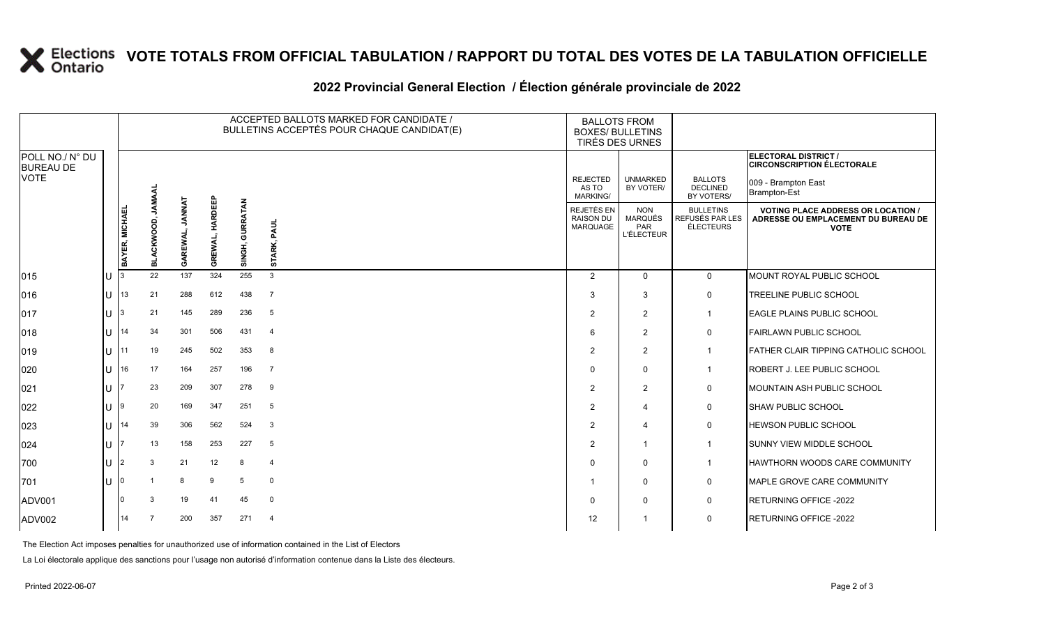# VOTE TOTALS FROM OFFICIAL TABULATION / RAPPORT DU TOTAL DES VOTES DE LA TABULATION OFFICIELLE

## 2022 Provincial General Election / Élection générale provinciale de 2022

| POLL NO./ N° DU BUREAU DE VOTE | | ACCEPTED BALLOTS MARKED FOR CANDIDATE / BULLETINS ACCEPTÉS POUR CHAQUE CANDIDAT(E) | | | | | | BALLOTS FROM BOXES/ BULLETINS TIRÉS DES URNES | | | ELECTORAL DISTRICT / CIRCONSCRIPTION ÉLECTORALE 009 - Brampton East Brampton-Est |
|---|---|---|---|---|---|---|---|---|---|---|---|
| | | BAYER, MICHAEL | BLACKWOOD, JAMAAL | GAREWAL, JANNAT | GREWAL, HARDEEP | SINGH, GURRATAN | STARK, PAUL | REJECTED AS TO MARKING/ REJETÉS EN RAISON DU MARQUAGE | UNMARKED BY VOTER/ NON MARQUÉS PAR L'ÉLECTEUR | BALLOTS DECLINED BY VOTERS/ BULLETINS REFUSÉS PAR LES ÉLECTEURS | VOTING PLACE ADDRESS OR LOCATION / ADRESSE OU EMPLACEMENT DU BUREAU DE VOTE |
| 015 | U | 3 | 22 | 137 | 324 | 255 | 3 | 2 | 0 | 0 | MOUNT ROYAL PUBLIC SCHOOL |
| 016 | U | 13 | 21 | 288 | 612 | 438 | 7 | 3 | 3 | 0 | TREELINE PUBLIC SCHOOL |
| 017 | U | 3 | 21 | 145 | 289 | 236 | 5 | 2 | 2 | 1 | EAGLE PLAINS PUBLIC SCHOOL |
| 018 | U | 14 | 34 | 301 | 506 | 431 | 4 | 6 | 2 | 0 | FAIRLAWN PUBLIC SCHOOL |
| 019 | U | 11 | 19 | 245 | 502 | 353 | 8 | 2 | 2 | 1 | FATHER CLAIR TIPPING CATHOLIC SCHOOL |
| 020 | U | 16 | 17 | 164 | 257 | 196 | 7 | 0 | 0 | 1 | ROBERT J. LEE PUBLIC SCHOOL |
| 021 | U | 7 | 23 | 209 | 307 | 278 | 9 | 2 | 2 | 0 | MOUNTAIN ASH PUBLIC SCHOOL |
| 022 | U | 9 | 20 | 169 | 347 | 251 | 5 | 2 | 4 | 0 | SHAW PUBLIC SCHOOL |
| 023 | U | 14 | 39 | 306 | 562 | 524 | 3 | 2 | 4 | 0 | HEWSON PUBLIC SCHOOL |
| 024 | U | 7 | 13 | 158 | 253 | 227 | 5 | 2 | 1 | 1 | SUNNY VIEW MIDDLE SCHOOL |
| 700 | U | 2 | 3 | 21 | 12 | 8 | 4 | 0 | 0 | 1 | HAWTHORN WOODS CARE COMMUNITY |
| 701 | U | 0 | 1 | 8 | 9 | 5 | 0 | 1 | 0 | 0 | MAPLE GROVE CARE COMMUNITY |
| ADV001 | | 0 | 3 | 19 | 41 | 45 | 0 | 0 | 0 | 0 | RETURNING OFFICE -2022 |
| ADV002 | | 14 | 7 | 200 | 357 | 271 | 4 | 12 | 1 | 0 | RETURNING OFFICE -2022 |

The Election Act imposes penalties for unauthorized use of information contained in the List of Electors

La Loi électorale applique des sanctions pour l'usage non autorisé d'information contenue dans la Liste des électeurs.

Printed 2022-06-07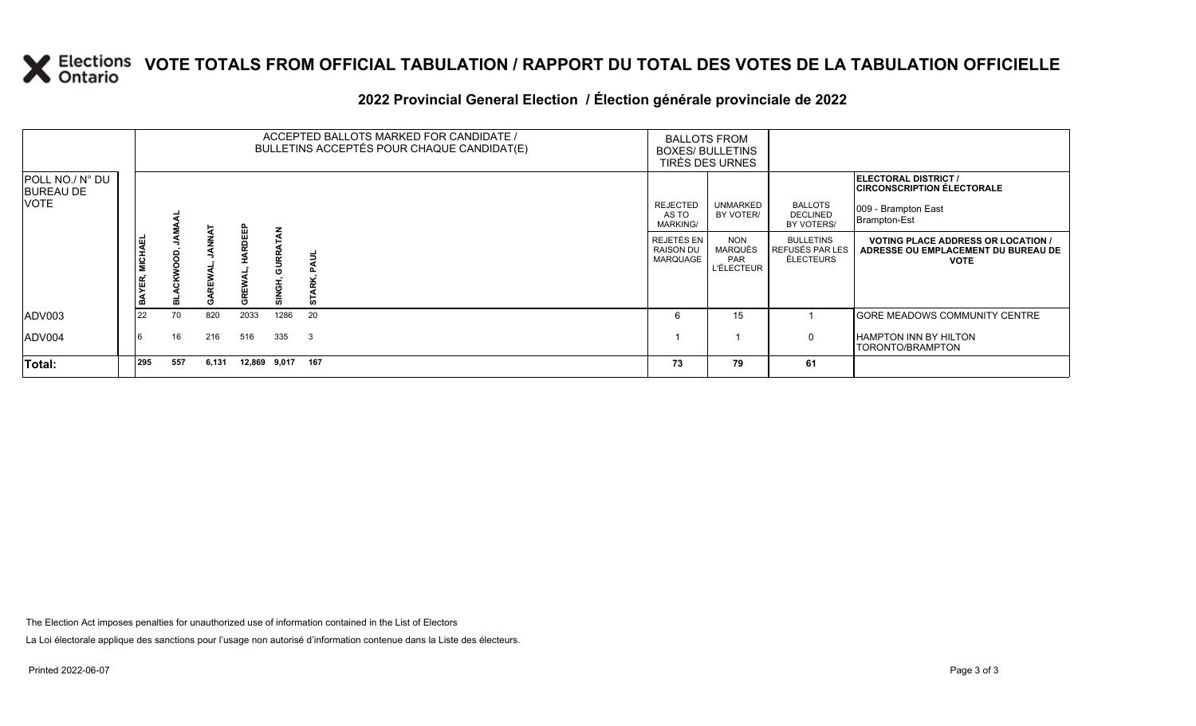# VOTE TOTALS FROM OFFICIAL TABULATION / RAPPORT DU TOTAL DES VOTES DE LA TABULATION OFFICIELLE

## 2022 Provincial General Election / Élection générale provinciale de 2022

| POLL NO./ N° DU BUREAU DE VOTE | ACCEPTED BALLOTS MARKED FOR CANDIDATE / BULLETINS ACCEPTÉS POUR CHAQUE CANDIDAT(E) | | | | | | BALLOTS FROM BOXES/ BULLETINS TIRÉS DES URNES | | | ELECTORAL DISTRICT / CIRCONSCRIPTION ÉLECTORALE 009 - Brampton East Brampton-Est |
|---|---|---|---|---|---|---|---|---|---|---|
| | BAYER, MICHAEL | BLACKWOOD, JAMAAL | GAREWAL, JANNAT | GREWAL, HARDEEP | SINGH, GURRATAN | STARK, PAUL | REJECTED AS TO MARKING/ REJETÉS EN RAISON DU MARQUAGE | UNMARKED BY VOTER/ NON MARQUÉS PAR L'ÉLECTEUR | BALLOTS DECLINED BY VOTERS/ BULLETINS REFUSÉS PAR LES ÉLECTEURS | VOTING PLACE ADDRESS OR LOCATION / ADRESSE OU EMPLACEMENT DU BUREAU DE VOTE |
| ADV003 | 22 | 70 | 820 | 2033 | 1286 | 20 | 6 | 15 | 1 | GORE MEADOWS COMMUNITY CENTRE |
| ADV004 | 6 | 16 | 216 | 516 | 335 | 3 | 1 | 1 | 0 | HAMPTON INN BY HILTON TORONTO/BRAMPTON |
| **Total:** | 295 | 557 | 6,131 | 12,869 | 9,017 | 167 | 73 | 79 | 61 | |

The Election Act imposes penalties for unauthorized use of information contained in the List of Electors

La Loi électorale applique des sanctions pour l'usage non autorisé d'information contenue dans la Liste des électeurs.

Printed 2022-06-07